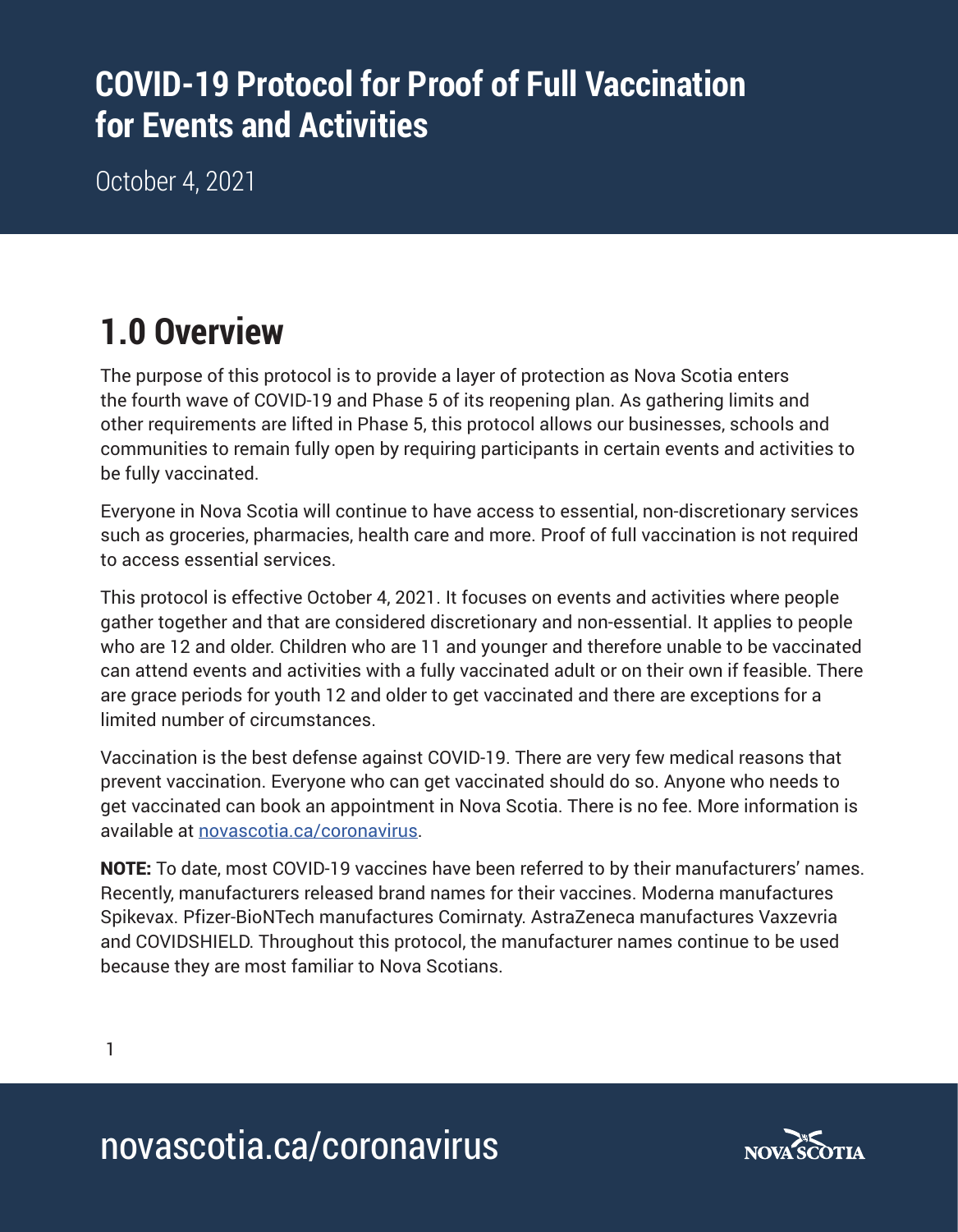# COVID-19 Protocol for Proof of Full Vaccination for Events and Activities

October 4, 2021

## 1.0 Overview

The purpose of this protocol is to provide a layer of protection as Nova Scotia enters the fourth wave of COVID-19 and Phase 5 of its reopening plan. As gathering limits and other requirements are lifted in Phase 5, this protocol allows our businesses, schools and communities to remain fully open by requiring participants in certain events and activities to be fully vaccinated.

Everyone in Nova Scotia will continue to have access to essential, non-discretionary services such as groceries, pharmacies, health care and more. Proof of full vaccination is not required to access essential services.

This protocol is effective October 4, 2021. It focuses on events and activities where people gather together and that are considered discretionary and non-essential. It applies to people who are 12 and older. Children who are 11 and younger and therefore unable to be vaccinated can attend events and activities with a fully vaccinated adult or on their own if feasible. There are grace periods for youth 12 and older to get vaccinated and there are exceptions for a limited number of circumstances.

Vaccination is the best defense against COVID-19. There are very few medical reasons that prevent vaccination. Everyone who can get vaccinated should do so. Anyone who needs to get vaccinated can book an appointment in Nova Scotia. There is no fee. More information is available at [novascotia.ca/coronavirus](novascotia.ca/coronavirus).

**NOTE:** To date, most COVID-19 vaccines have been referred to by their manufacturers' names. Recently, manufacturers released brand names for their vaccines. Moderna manufactures Spikevax. Pfizer-BioNTech manufactures Comirnaty. AstraZeneca manufactures Vaxzevria and COVIDSHIELD. Throughout this protocol, the manufacturer names continue to be used because they are most familiar to Nova Scotians.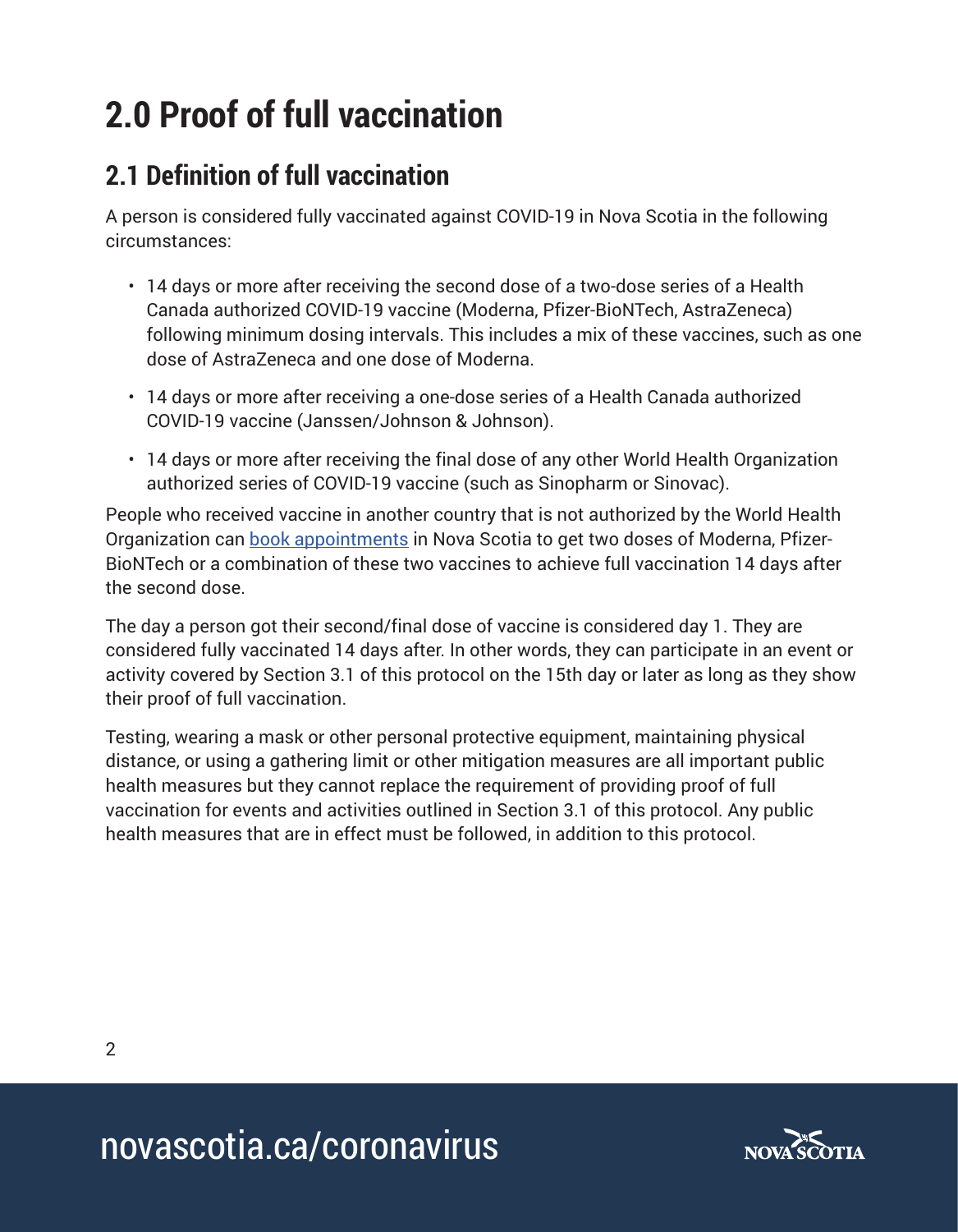# 2.0 Proof of full vaccination

## 2.1 Definition of full vaccination

A person is considered fully vaccinated against COVID-19 in Nova Scotia in the following circumstances:

- 14 days or more after receiving the second dose of a two-dose series of a Health Canada authorized COVID-19 vaccine (Moderna, Pfizer-BioNTech, AstraZeneca) following minimum dosing intervals. This includes a mix of these vaccines, such as one dose of AstraZeneca and one dose of Moderna.
- 14 days or more after receiving a one-dose series of a Health Canada authorized COVID-19 vaccine (Janssen/Johnson & Johnson).
- 14 days or more after receiving the final dose of any other World Health Organization authorized series of COVID-19 vaccine (such as Sinopharm or Sinovac).

People who received vaccine in another country that is not authorized by the World Health Organization can book appointments in Nova Scotia to get two doses of Moderna, Pfizer-BioNTech or a combination of these two vaccines to achieve full vaccination 14 days after the second dose.

The day a person got their second/final dose of vaccine is considered day 1. They are considered fully vaccinated 14 days after. In other words, they can participate in an event or activity covered by Section 3.1 of this protocol on the 15th day or later as long as they show their proof of full vaccination.

Testing, wearing a mask or other personal protective equipment, maintaining physical distance, or using a gathering limit or other mitigation measures are all important public health measures but they cannot replace the requirement of providing proof of full vaccination for events and activities outlined in Section 3.1 of this protocol. Any public health measures that are in effect must be followed, in addition to this protocol.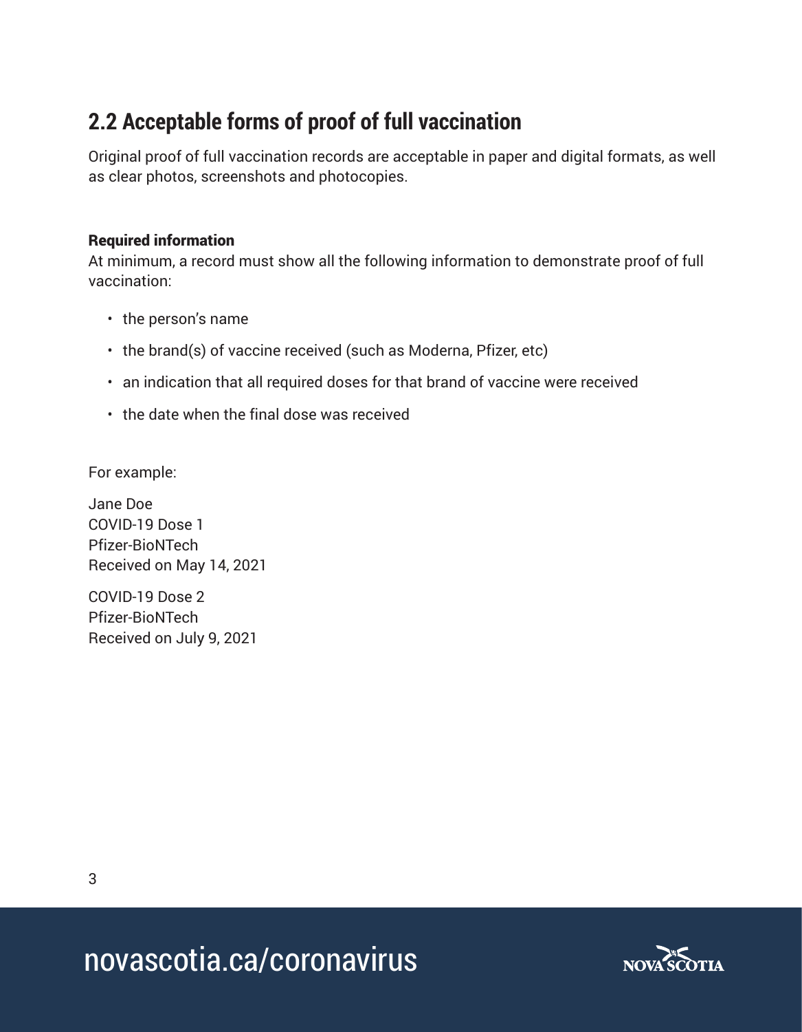## 2.2 Acceptable forms of proof of full vaccination

Original proof of full vaccination records are acceptable in paper and digital formats, as well as clear photos, screenshots and photocopies.

### Required information

At minimum, a record must show all the following information to demonstrate proof of full vaccination:

- the person's name
- the brand(s) of vaccine received (such as Moderna, Pfizer, etc)
- an indication that all required doses for that brand of vaccine were received
- the date when the final dose was received

For example:

Jane Doe  
COVID-19 Dose 1  
Pfizer-BioNTech  
Received on May 14, 2021

COVID-19 Dose 2  
Pfizer-BioNTech  
Received on July 9, 2021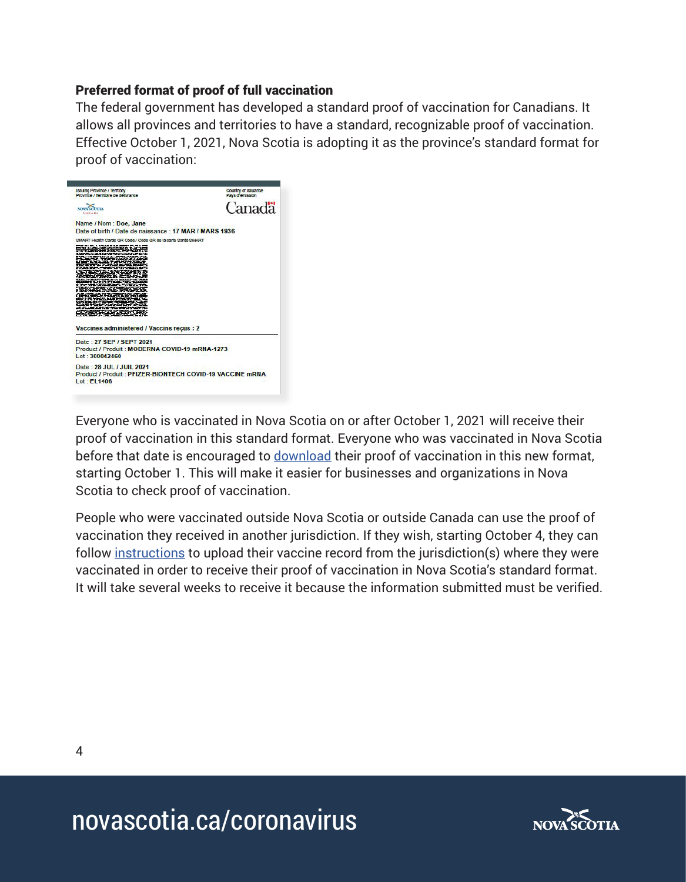**Preferred format of proof of full vaccination**

The federal government has developed a standard proof of vaccination for Canadians. It allows all provinces and territories to have a standard, recognizable proof of vaccination. Effective October 1, 2021, Nova Scotia is adopting it as the province's standard format for proof of vaccination:

Issuing Province / Territory
Province / Territoire de délivrance

Country of Issuance
Pays d'émission

Canada

Name / Nom : Doe, Jane
Date of birth / Date de naissance : 17 MAR / MARS 1936

SMART Health Cards QR Code / Code QR de la carte Santé SMART

Vaccines administered / Vaccins reçus : 2

Date : 27 SEP / SEPT 2021
Product / Produit : MODERNA COVID-19 mRNA-1273
Lot : 300042460

Date : 28 JUL / JUIL 2021
Product / Produit : PFIZER-BIONTECH COVID-19 VACCINE mRNA
Lot : EL1406

Everyone who is vaccinated in Nova Scotia on or after October 1, 2021 will receive their proof of vaccination in this standard format. Everyone who was vaccinated in Nova Scotia before that date is encouraged to download their proof of vaccination in this new format, starting October 1. This will make it easier for businesses and organizations in Nova Scotia to check proof of vaccination.

People who were vaccinated outside Nova Scotia or outside Canada can use the proof of vaccination they received in another jurisdiction. If they wish, starting October 4, they can follow instructions to upload their vaccine record from the jurisdiction(s) where they were vaccinated in order to receive their proof of vaccination in Nova Scotia's standard format. It will take several weeks to receive it because the information submitted must be verified.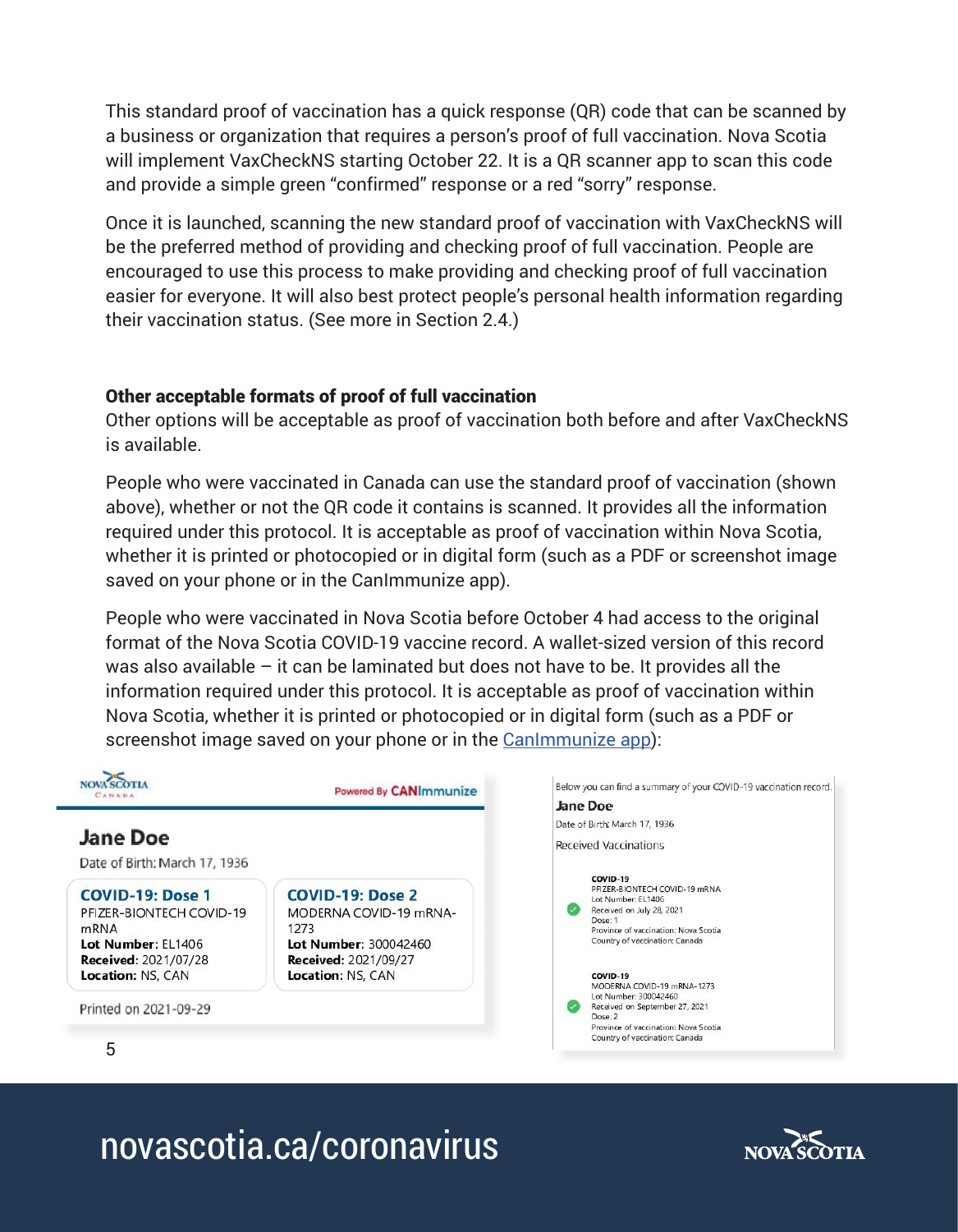This standard proof of vaccination has a quick response (QR) code that can be scanned by a business or organization that requires a person's proof of full vaccination. Nova Scotia will implement VaxCheckNS starting October 22. It is a QR scanner app to scan this code and provide a simple green "confirmed" response or a red "sorry" response.

Once it is launched, scanning the new standard proof of vaccination with VaxCheckNS will be the preferred method of providing and checking proof of full vaccination. People are encouraged to use this process to make providing and checking proof of full vaccination easier for everyone. It will also best protect people's personal health information regarding their vaccination status. (See more in Section 2.4.)

### Other acceptable formats of proof of full vaccination

Other options will be acceptable as proof of vaccination both before and after VaxCheckNS is available.

People who were vaccinated in Canada can use the standard proof of vaccination (shown above), whether or not the QR code it contains is scanned. It provides all the information required under this protocol. It is acceptable as proof of vaccination within Nova Scotia, whether it is printed or photocopied or in digital form (such as a PDF or screenshot image saved on your phone or in the CanImmunize app).

People who were vaccinated in Nova Scotia before October 4 had access to the original format of the Nova Scotia COVID-19 vaccine record. A wallet-sized version of this record was also available – it can be laminated but does not have to be. It provides all the information required under this protocol. It is acceptable as proof of vaccination within Nova Scotia, whether it is printed or photocopied or in digital form (such as a PDF or screenshot image saved on your phone or in the CanImmunize app):

NOVA SCOTIA CANADA — Powered By CANImmunize

**Jane Doe**

Date of Birth: March 17, 1936

**COVID-19: Dose 1**
PFIZER-BIONTECH COVID-19 mRNA
**Lot Number**: EL1406
**Received**: 2021/07/28
**Location**: NS, CAN

**COVID-19: Dose 2**
MODERNA COVID-19 mRNA-1273
**Lot Number**: 300042460
**Received**: 2021/09/27
**Location**: NS, CAN

Printed on 2021-09-29

Below you can find a summary of your COVID-19 vaccination record.

**Jane Doe**

Date of Birth: March 17, 1936

Received Vaccinations

**COVID-19**
PFIZER-BIONTECH COVID-19 mRNA
Lot Number: EL1406
Received on July 28, 2021
Dose: 1
Province of vaccination: Nova Scotia
Country of vaccination: Canada

**COVID-19**
MODERNA COVID-19 mRNA-1273
Lot Number: 300042460
Received on September 27, 2021
Dose: 2
Province of vaccination: Nova Scotia
Country of vaccination: Canada

novascotia.ca/coronavirus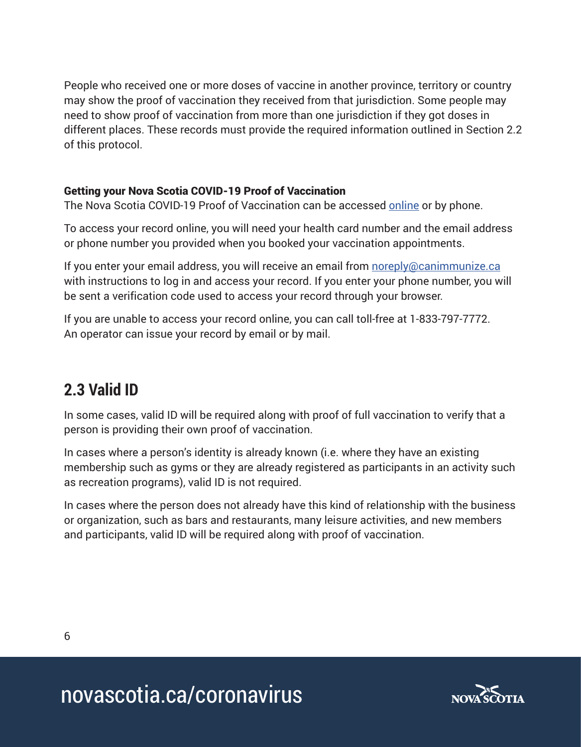People who received one or more doses of vaccine in another province, territory or country may show the proof of vaccination they received from that jurisdiction. Some people may need to show proof of vaccination from more than one jurisdiction if they got doses in different places. These records must provide the required information outlined in Section 2.2 of this protocol.

#### Getting your Nova Scotia COVID-19 Proof of Vaccination

The Nova Scotia COVID-19 Proof of Vaccination can be accessed online or by phone.

To access your record online, you will need your health card number and the email address or phone number you provided when you booked your vaccination appointments.

If you enter your email address, you will receive an email from noreply@canimmunize.ca with instructions to log in and access your record. If you enter your phone number, you will be sent a verification code used to access your record through your browser.

If you are unable to access your record online, you can call toll-free at 1-833-797-7772. An operator can issue your record by email or by mail.

## 2.3 Valid ID

In some cases, valid ID will be required along with proof of full vaccination to verify that a person is providing their own proof of vaccination.

In cases where a person's identity is already known (i.e. where they have an existing membership such as gyms or they are already registered as participants in an activity such as recreation programs), valid ID is not required.

In cases where the person does not already have this kind of relationship with the business or organization, such as bars and restaurants, many leisure activities, and new members and participants, valid ID will be required along with proof of vaccination.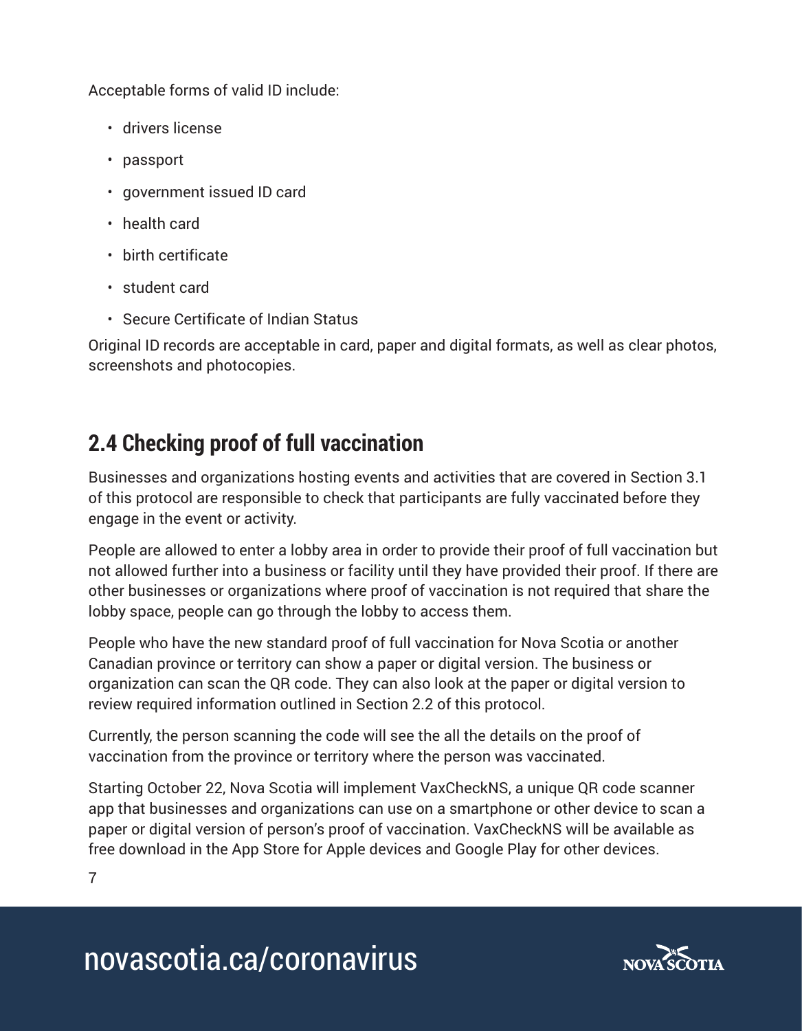Acceptable forms of valid ID include:

- drivers license
- passport
- government issued ID card
- health card
- birth certificate
- student card
- Secure Certificate of Indian Status

Original ID records are acceptable in card, paper and digital formats, as well as clear photos, screenshots and photocopies.

## 2.4 Checking proof of full vaccination

Businesses and organizations hosting events and activities that are covered in Section 3.1 of this protocol are responsible to check that participants are fully vaccinated before they engage in the event or activity.

People are allowed to enter a lobby area in order to provide their proof of full vaccination but not allowed further into a business or facility until they have provided their proof. If there are other businesses or organizations where proof of vaccination is not required that share the lobby space, people can go through the lobby to access them.

People who have the new standard proof of full vaccination for Nova Scotia or another Canadian province or territory can show a paper or digital version. The business or organization can scan the QR code. They can also look at the paper or digital version to review required information outlined in Section 2.2 of this protocol.

Currently, the person scanning the code will see the all the details on the proof of vaccination from the province or territory where the person was vaccinated.

Starting October 22, Nova Scotia will implement VaxCheckNS, a unique QR code scanner app that businesses and organizations can use on a smartphone or other device to scan a paper or digital version of person's proof of vaccination. VaxCheckNS will be available as free download in the App Store for Apple devices and Google Play for other devices.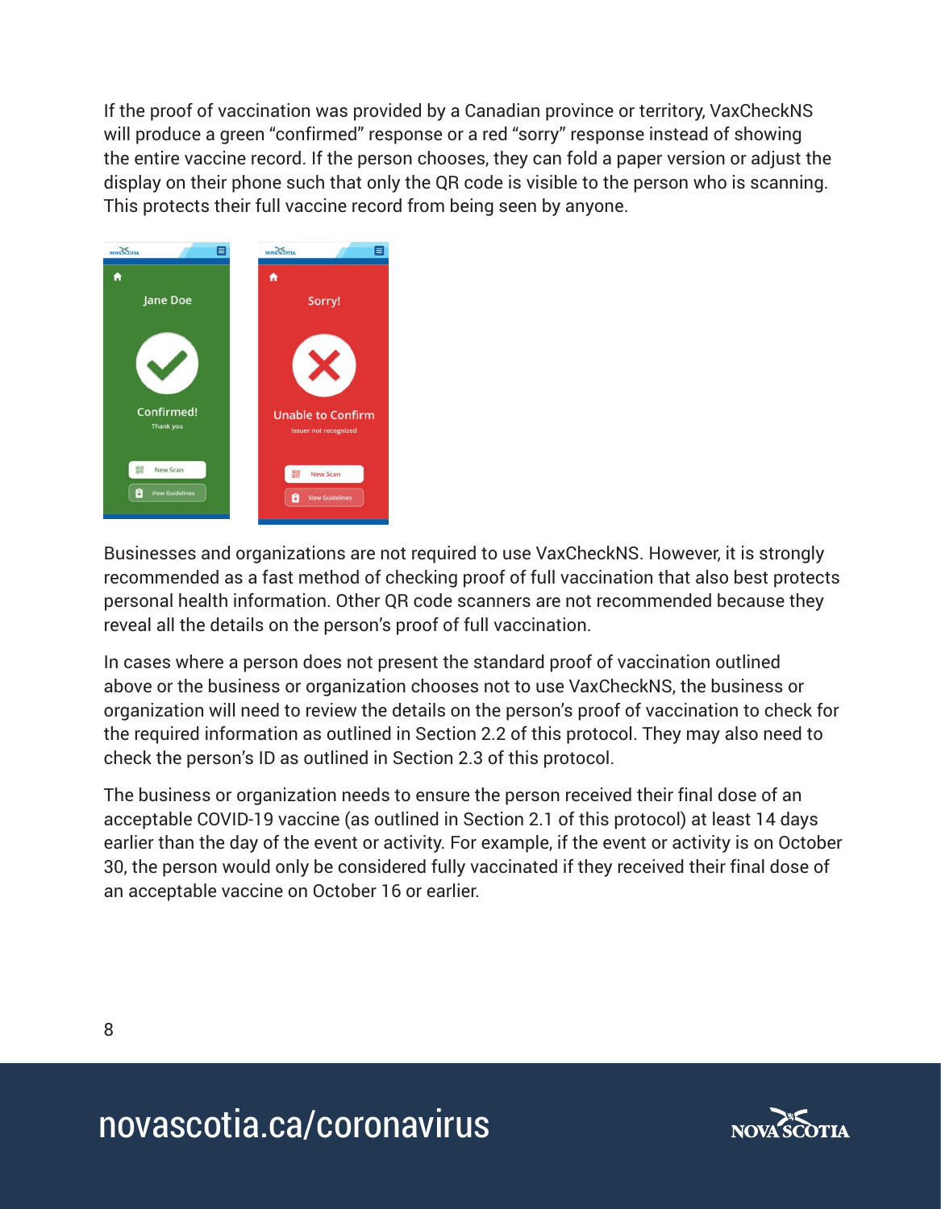If the proof of vaccination was provided by a Canadian province or territory, VaxCheckNS will produce a green "confirmed" response or a red "sorry" response instead of showing the entire vaccine record. If the person chooses, they can fold a paper version or adjust the display on their phone such that only the QR code is visible to the person who is scanning. This protects their full vaccine record from being seen by anyone.

Businesses and organizations are not required to use VaxCheckNS. However, it is strongly recommended as a fast method of checking proof of full vaccination that also best protects personal health information. Other QR code scanners are not recommended because they reveal all the details on the person's proof of full vaccination.

In cases where a person does not present the standard proof of vaccination outlined above or the business or organization chooses not to use VaxCheckNS, the business or organization will need to review the details on the person's proof of vaccination to check for the required information as outlined in Section 2.2 of this protocol. They may also need to check the person's ID as outlined in Section 2.3 of this protocol.

The business or organization needs to ensure the person received their final dose of an acceptable COVID-19 vaccine (as outlined in Section 2.1 of this protocol) at least 14 days earlier than the day of the event or activity. For example, if the event or activity is on October 30, the person would only be considered fully vaccinated if they received their final dose of an acceptable vaccine on October 16 or earlier.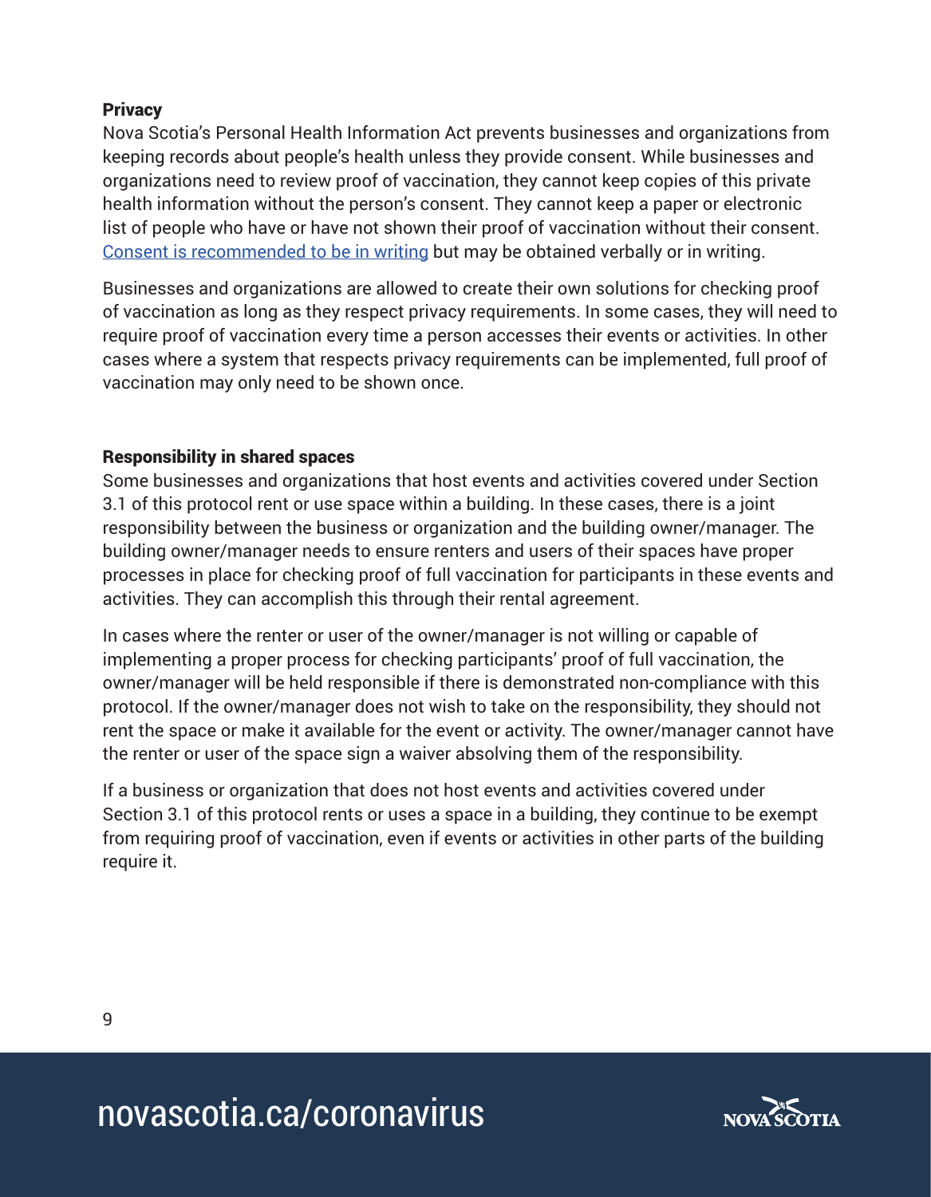**Privacy**

Nova Scotia's Personal Health Information Act prevents businesses and organizations from keeping records about people's health unless they provide consent. While businesses and organizations need to review proof of vaccination, they cannot keep copies of this private health information without the person's consent. They cannot keep a paper or electronic list of people who have or have not shown their proof of vaccination without their consent. Consent is recommended to be in writing but may be obtained verbally or in writing.

Businesses and organizations are allowed to create their own solutions for checking proof of vaccination as long as they respect privacy requirements. In some cases, they will need to require proof of vaccination every time a person accesses their events or activities. In other cases where a system that respects privacy requirements can be implemented, full proof of vaccination may only need to be shown once.

**Responsibility in shared spaces**

Some businesses and organizations that host events and activities covered under Section 3.1 of this protocol rent or use space within a building. In these cases, there is a joint responsibility between the business or organization and the building owner/manager. The building owner/manager needs to ensure renters and users of their spaces have proper processes in place for checking proof of full vaccination for participants in these events and activities. They can accomplish this through their rental agreement.

In cases where the renter or user of the owner/manager is not willing or capable of implementing a proper process for checking participants' proof of full vaccination, the owner/manager will be held responsible if there is demonstrated non-compliance with this protocol. If the owner/manager does not wish to take on the responsibility, they should not rent the space or make it available for the event or activity. The owner/manager cannot have the renter or user of the space sign a waiver absolving them of the responsibility.

If a business or organization that does not host events and activities covered under Section 3.1 of this protocol rents or uses a space in a building, they continue to be exempt from requiring proof of vaccination, even if events or activities in other parts of the building require it.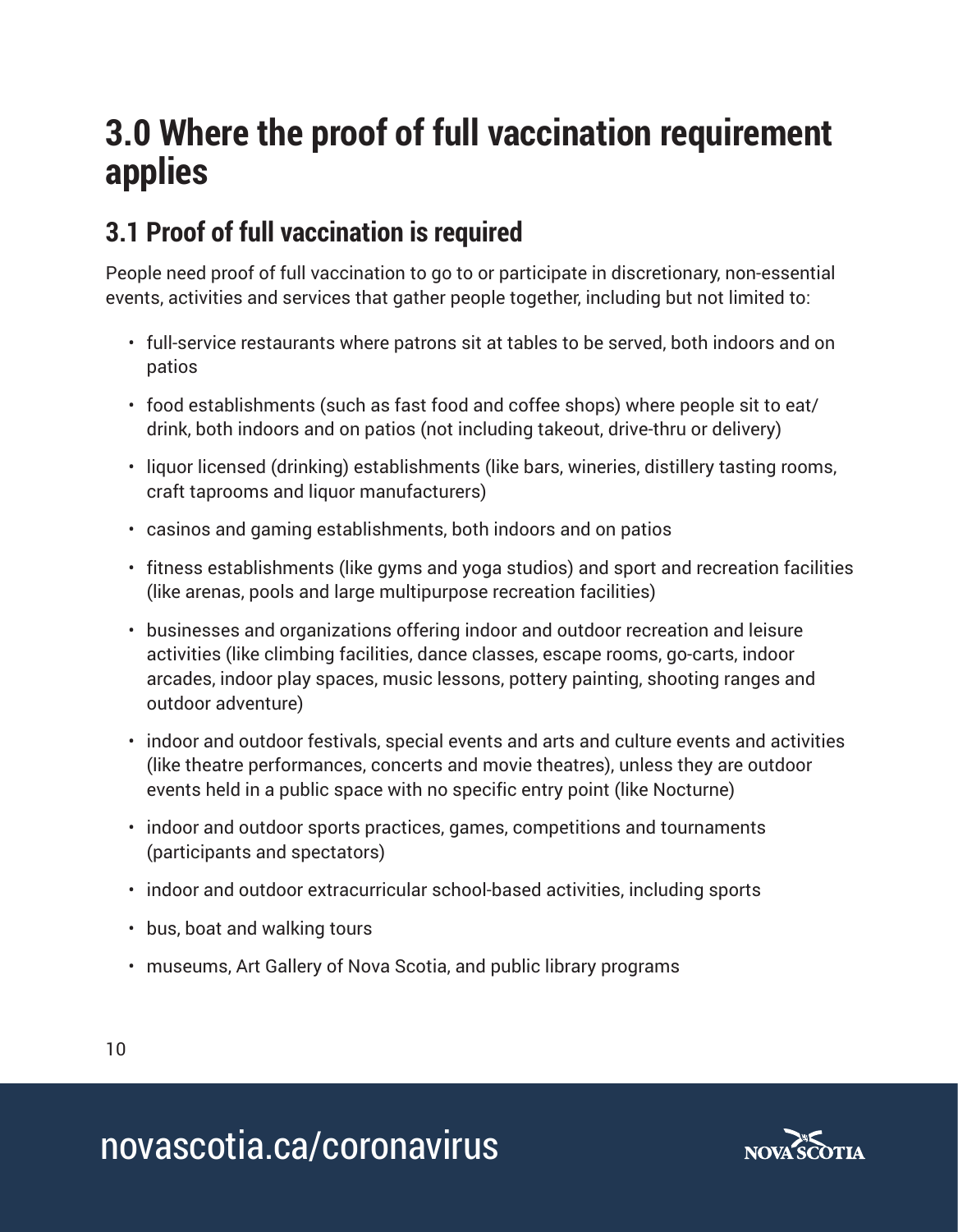# 3.0 Where the proof of full vaccination requirement applies

## 3.1 Proof of full vaccination is required

People need proof of full vaccination to go to or participate in discretionary, non-essential events, activities and services that gather people together, including but not limited to:

- full-service restaurants where patrons sit at tables to be served, both indoors and on patios
- food establishments (such as fast food and coffee shops) where people sit to eat/drink, both indoors and on patios (not including takeout, drive-thru or delivery)
- liquor licensed (drinking) establishments (like bars, wineries, distillery tasting rooms, craft taprooms and liquor manufacturers)
- casinos and gaming establishments, both indoors and on patios
- fitness establishments (like gyms and yoga studios) and sport and recreation facilities (like arenas, pools and large multipurpose recreation facilities)
- businesses and organizations offering indoor and outdoor recreation and leisure activities (like climbing facilities, dance classes, escape rooms, go-carts, indoor arcades, indoor play spaces, music lessons, pottery painting, shooting ranges and outdoor adventure)
- indoor and outdoor festivals, special events and arts and culture events and activities (like theatre performances, concerts and movie theatres), unless they are outdoor events held in a public space with no specific entry point (like Nocturne)
- indoor and outdoor sports practices, games, competitions and tournaments (participants and spectators)
- indoor and outdoor extracurricular school-based activities, including sports
- bus, boat and walking tours
- museums, Art Gallery of Nova Scotia, and public library programs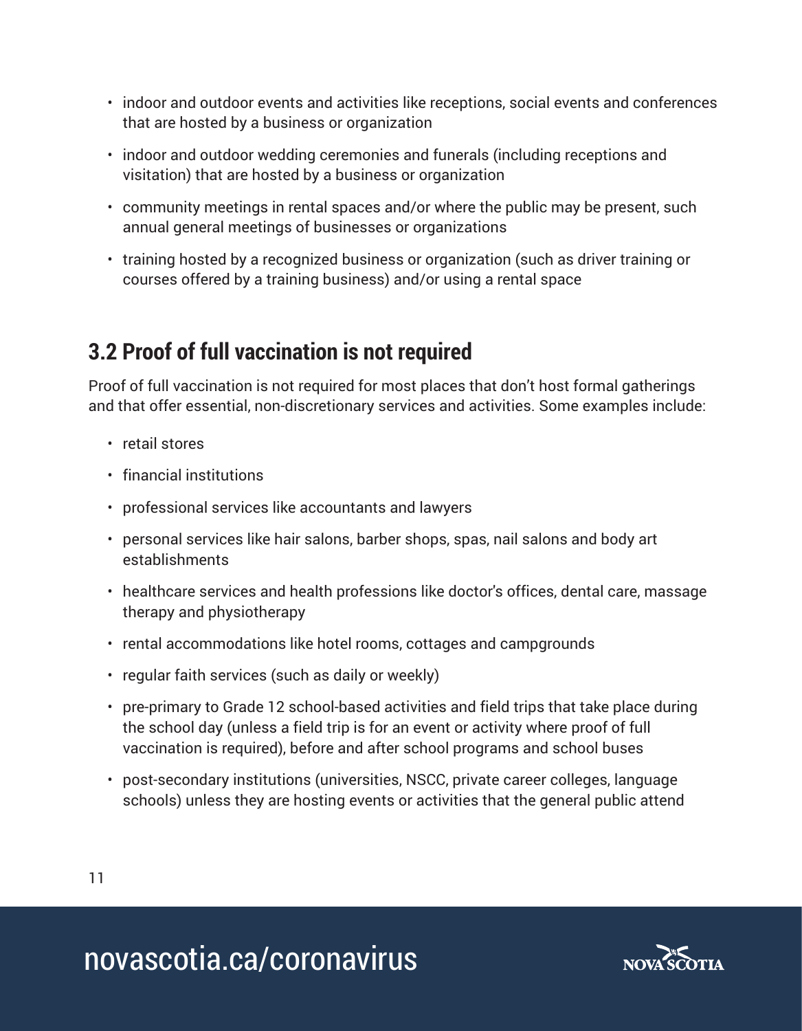- indoor and outdoor events and activities like receptions, social events and conferences that are hosted by a business or organization
- indoor and outdoor wedding ceremonies and funerals (including receptions and visitation) that are hosted by a business or organization
- community meetings in rental spaces and/or where the public may be present, such annual general meetings of businesses or organizations
- training hosted by a recognized business or organization (such as driver training or courses offered by a training business) and/or using a rental space

## 3.2 Proof of full vaccination is not required

Proof of full vaccination is not required for most places that don't host formal gatherings and that offer essential, non-discretionary services and activities. Some examples include:

- retail stores
- financial institutions
- professional services like accountants and lawyers
- personal services like hair salons, barber shops, spas, nail salons and body art establishments
- healthcare services and health professions like doctor's offices, dental care, massage therapy and physiotherapy
- rental accommodations like hotel rooms, cottages and campgrounds
- regular faith services (such as daily or weekly)
- pre-primary to Grade 12 school-based activities and field trips that take place during the school day (unless a field trip is for an event or activity where proof of full vaccination is required), before and after school programs and school buses
- post-secondary institutions (universities, NSCC, private career colleges, language schools) unless they are hosting events or activities that the general public attend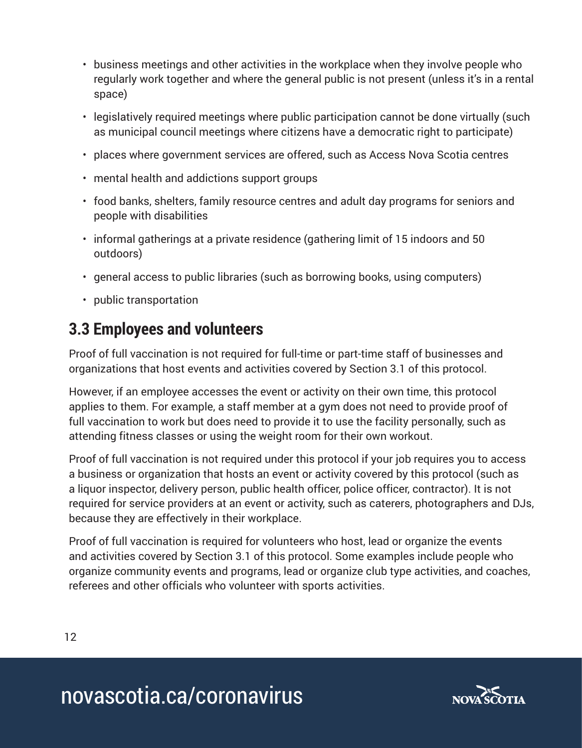- business meetings and other activities in the workplace when they involve people who regularly work together and where the general public is not present (unless it's in a rental space)
- legislatively required meetings where public participation cannot be done virtually (such as municipal council meetings where citizens have a democratic right to participate)
- places where government services are offered, such as Access Nova Scotia centres
- mental health and addictions support groups
- food banks, shelters, family resource centres and adult day programs for seniors and people with disabilities
- informal gatherings at a private residence (gathering limit of 15 indoors and 50 outdoors)
- general access to public libraries (such as borrowing books, using computers)
- public transportation

## 3.3 Employees and volunteers

Proof of full vaccination is not required for full-time or part-time staff of businesses and organizations that host events and activities covered by Section 3.1 of this protocol.

However, if an employee accesses the event or activity on their own time, this protocol applies to them. For example, a staff member at a gym does not need to provide proof of full vaccination to work but does need to provide it to use the facility personally, such as attending fitness classes or using the weight room for their own workout.

Proof of full vaccination is not required under this protocol if your job requires you to access a business or organization that hosts an event or activity covered by this protocol (such as a liquor inspector, delivery person, public health officer, police officer, contractor). It is not required for service providers at an event or activity, such as caterers, photographers and DJs, because they are effectively in their workplace.

Proof of full vaccination is required for volunteers who host, lead or organize the events and activities covered by Section 3.1 of this protocol. Some examples include people who organize community events and programs, lead or organize club type activities, and coaches, referees and other officials who volunteer with sports activities.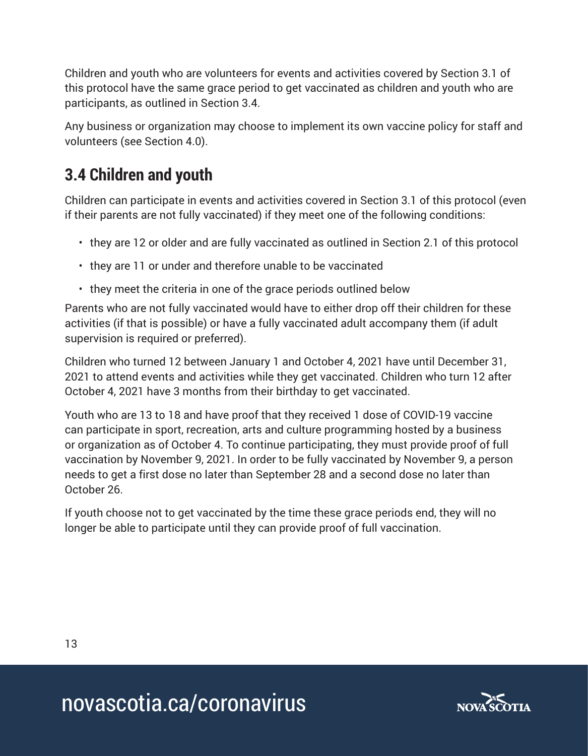Children and youth who are volunteers for events and activities covered by Section 3.1 of this protocol have the same grace period to get vaccinated as children and youth who are participants, as outlined in Section 3.4.

Any business or organization may choose to implement its own vaccine policy for staff and volunteers (see Section 4.0).

## 3.4 Children and youth

Children can participate in events and activities covered in Section 3.1 of this protocol (even if their parents are not fully vaccinated) if they meet one of the following conditions:

- they are 12 or older and are fully vaccinated as outlined in Section 2.1 of this protocol
- they are 11 or under and therefore unable to be vaccinated
- they meet the criteria in one of the grace periods outlined below

Parents who are not fully vaccinated would have to either drop off their children for these activities (if that is possible) or have a fully vaccinated adult accompany them (if adult supervision is required or preferred).

Children who turned 12 between January 1 and October 4, 2021 have until December 31, 2021 to attend events and activities while they get vaccinated. Children who turn 12 after October 4, 2021 have 3 months from their birthday to get vaccinated.

Youth who are 13 to 18 and have proof that they received 1 dose of COVID-19 vaccine can participate in sport, recreation, arts and culture programming hosted by a business or organization as of October 4. To continue participating, they must provide proof of full vaccination by November 9, 2021. In order to be fully vaccinated by November 9, a person needs to get a first dose no later than September 28 and a second dose no later than October 26.

If youth choose not to get vaccinated by the time these grace periods end, they will no longer be able to participate until they can provide proof of full vaccination.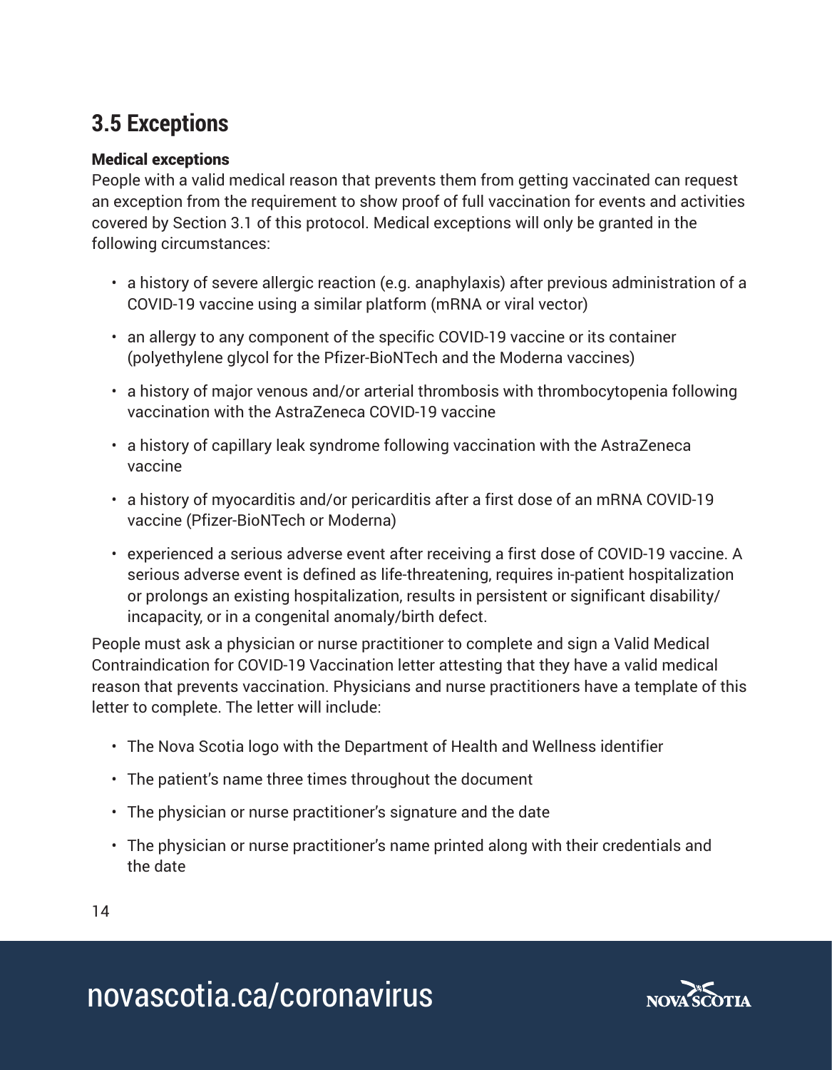## 3.5 Exceptions

### Medical exceptions

People with a valid medical reason that prevents them from getting vaccinated can request an exception from the requirement to show proof of full vaccination for events and activities covered by Section 3.1 of this protocol. Medical exceptions will only be granted in the following circumstances:

- a history of severe allergic reaction (e.g. anaphylaxis) after previous administration of a COVID-19 vaccine using a similar platform (mRNA or viral vector)
- an allergy to any component of the specific COVID-19 vaccine or its container (polyethylene glycol for the Pfizer-BioNTech and the Moderna vaccines)
- a history of major venous and/or arterial thrombosis with thrombocytopenia following vaccination with the AstraZeneca COVID-19 vaccine
- a history of capillary leak syndrome following vaccination with the AstraZeneca vaccine
- a history of myocarditis and/or pericarditis after a first dose of an mRNA COVID-19 vaccine (Pfizer-BioNTech or Moderna)
- experienced a serious adverse event after receiving a first dose of COVID-19 vaccine. A serious adverse event is defined as life-threatening, requires in-patient hospitalization or prolongs an existing hospitalization, results in persistent or significant disability/incapacity, or in a congenital anomaly/birth defect.

People must ask a physician or nurse practitioner to complete and sign a Valid Medical Contraindication for COVID-19 Vaccination letter attesting that they have a valid medical reason that prevents vaccination. Physicians and nurse practitioners have a template of this letter to complete. The letter will include:

- The Nova Scotia logo with the Department of Health and Wellness identifier
- The patient's name three times throughout the document
- The physician or nurse practitioner's signature and the date
- The physician or nurse practitioner's name printed along with their credentials and the date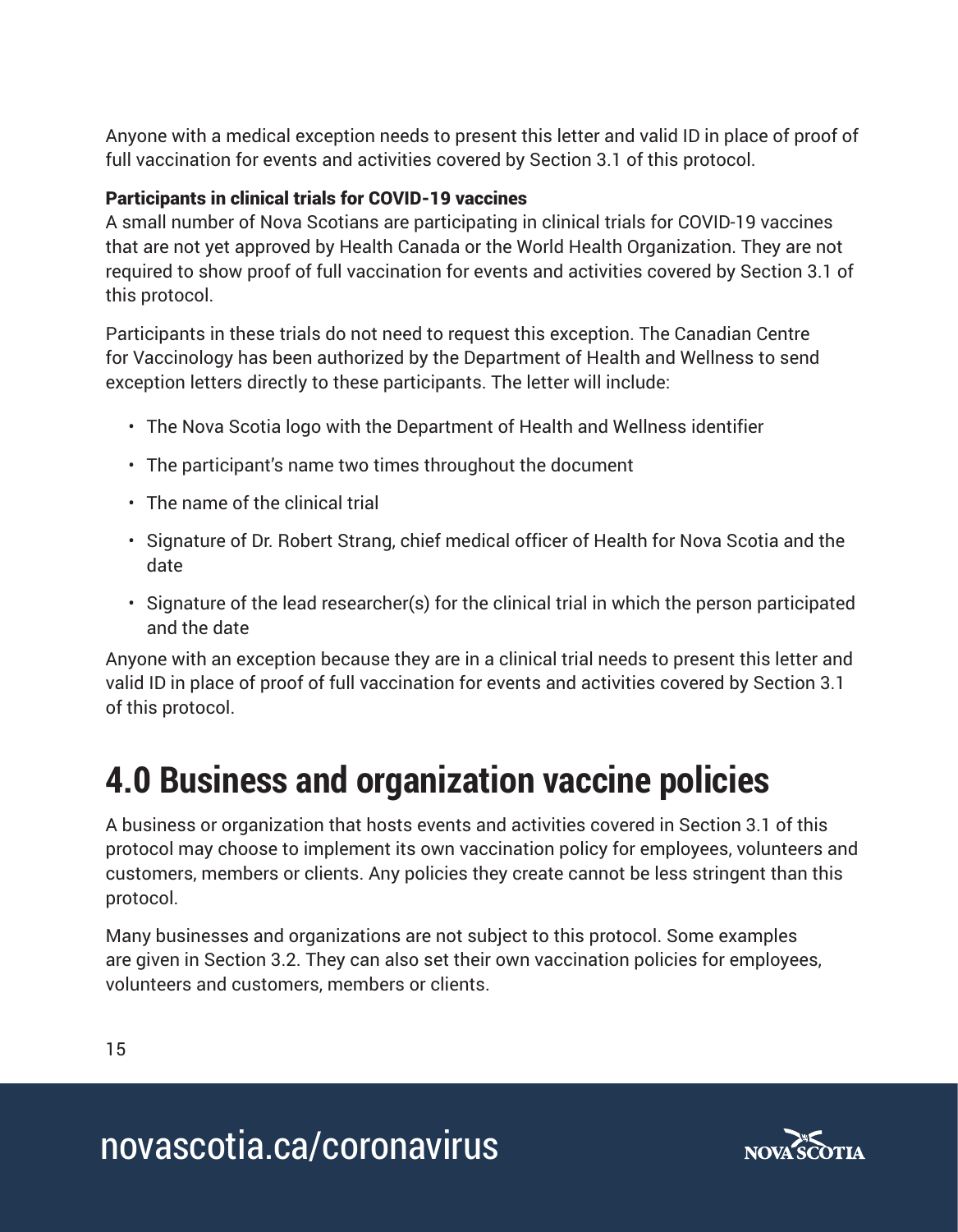Anyone with a medical exception needs to present this letter and valid ID in place of proof of full vaccination for events and activities covered by Section 3.1 of this protocol.

**Participants in clinical trials for COVID-19 vaccines**

A small number of Nova Scotians are participating in clinical trials for COVID-19 vaccines that are not yet approved by Health Canada or the World Health Organization. They are not required to show proof of full vaccination for events and activities covered by Section 3.1 of this protocol.

Participants in these trials do not need to request this exception. The Canadian Centre for Vaccinology has been authorized by the Department of Health and Wellness to send exception letters directly to these participants. The letter will include:

- The Nova Scotia logo with the Department of Health and Wellness identifier
- The participant's name two times throughout the document
- The name of the clinical trial
- Signature of Dr. Robert Strang, chief medical officer of Health for Nova Scotia and the date
- Signature of the lead researcher(s) for the clinical trial in which the person participated and the date

Anyone with an exception because they are in a clinical trial needs to present this letter and valid ID in place of proof of full vaccination for events and activities covered by Section 3.1 of this protocol.

# 4.0 Business and organization vaccine policies

A business or organization that hosts events and activities covered in Section 3.1 of this protocol may choose to implement its own vaccination policy for employees, volunteers and customers, members or clients. Any policies they create cannot be less stringent than this protocol.

Many businesses and organizations are not subject to this protocol. Some examples are given in Section 3.2. They can also set their own vaccination policies for employees, volunteers and customers, members or clients.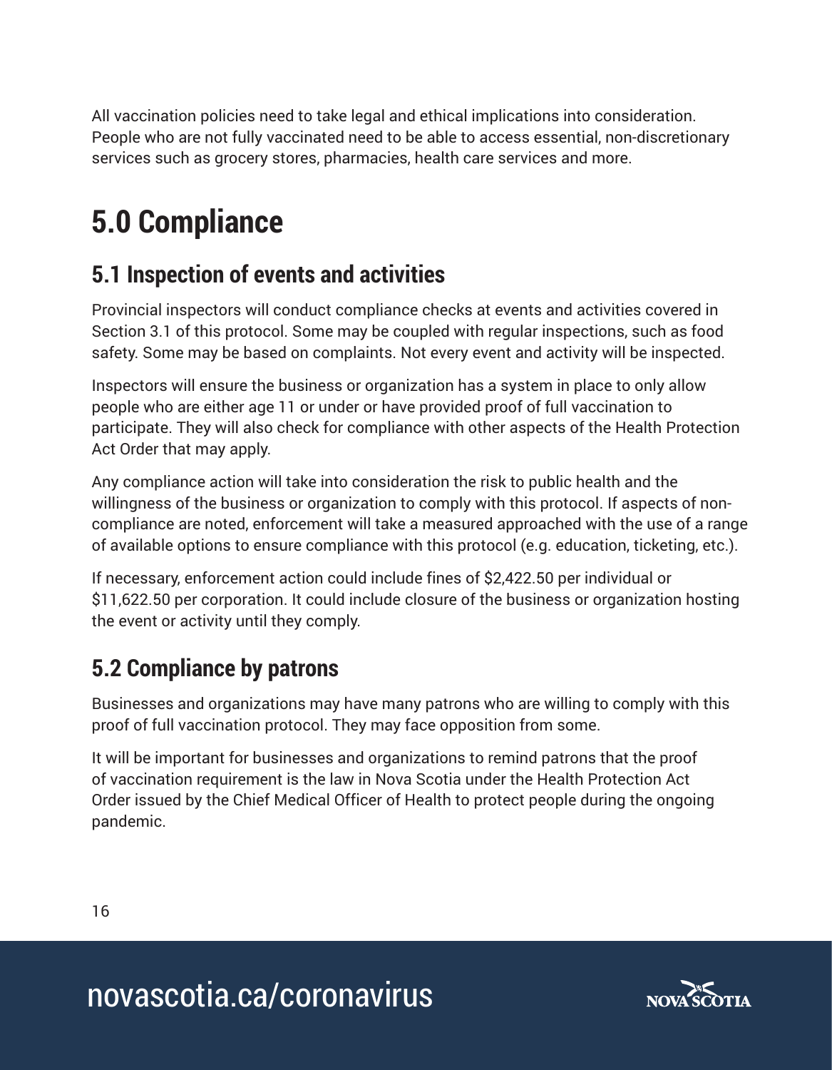All vaccination policies need to take legal and ethical implications into consideration. People who are not fully vaccinated need to be able to access essential, non-discretionary services such as grocery stores, pharmacies, health care services and more.

# 5.0 Compliance

## 5.1 Inspection of events and activities

Provincial inspectors will conduct compliance checks at events and activities covered in Section 3.1 of this protocol. Some may be coupled with regular inspections, such as food safety. Some may be based on complaints. Not every event and activity will be inspected.

Inspectors will ensure the business or organization has a system in place to only allow people who are either age 11 or under or have provided proof of full vaccination to participate. They will also check for compliance with other aspects of the Health Protection Act Order that may apply.

Any compliance action will take into consideration the risk to public health and the willingness of the business or organization to comply with this protocol. If aspects of non-compliance are noted, enforcement will take a measured approached with the use of a range of available options to ensure compliance with this protocol (e.g. education, ticketing, etc.).

If necessary, enforcement action could include fines of $2,422.50 per individual or $11,622.50 per corporation. It could include closure of the business or organization hosting the event or activity until they comply.

## 5.2 Compliance by patrons

Businesses and organizations may have many patrons who are willing to comply with this proof of full vaccination protocol. They may face opposition from some.

It will be important for businesses and organizations to remind patrons that the proof of vaccination requirement is the law in Nova Scotia under the Health Protection Act Order issued by the Chief Medical Officer of Health to protect people during the ongoing pandemic.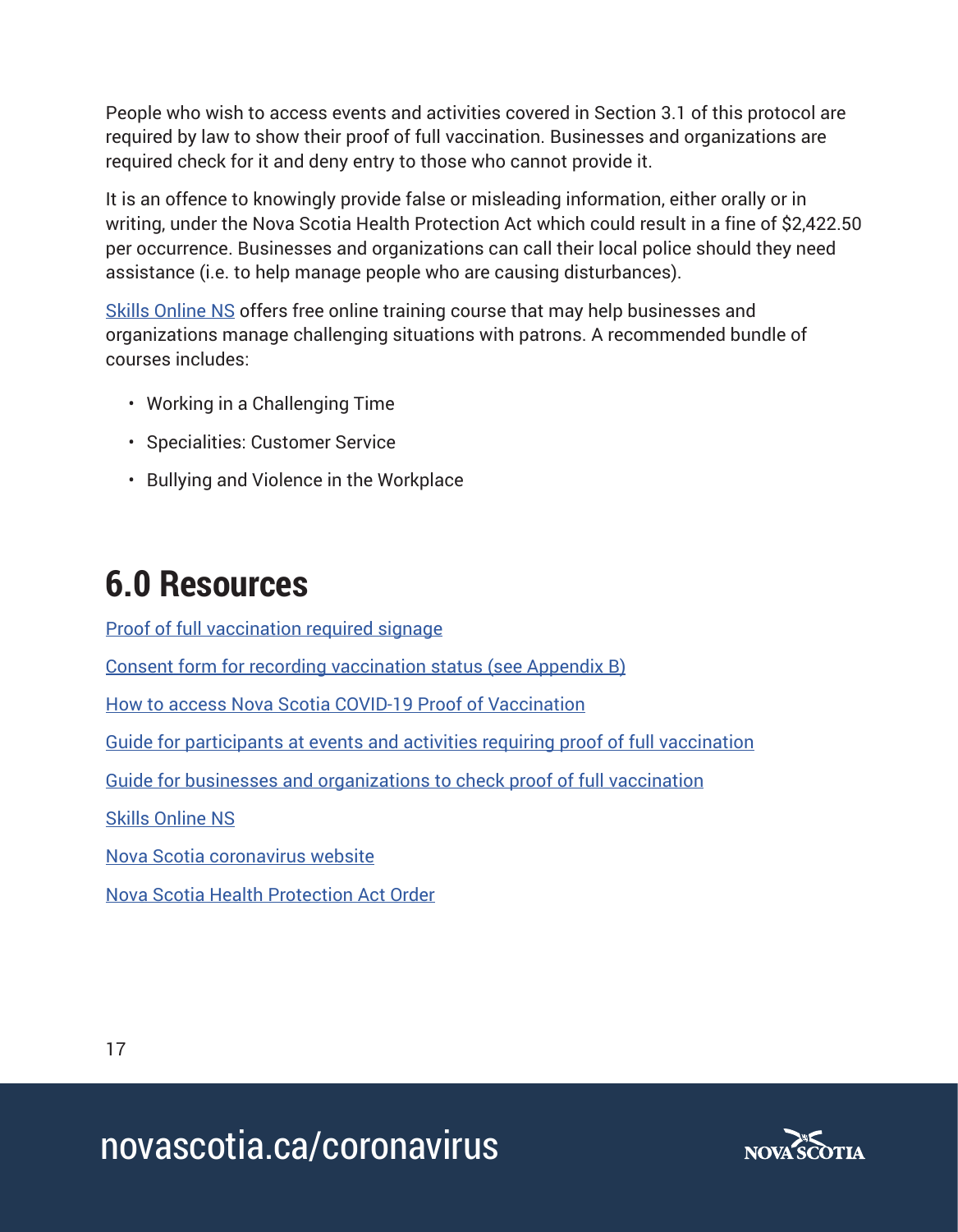People who wish to access events and activities covered in Section 3.1 of this protocol are required by law to show their proof of full vaccination. Businesses and organizations are required check for it and deny entry to those who cannot provide it.

It is an offence to knowingly provide false or misleading information, either orally or in writing, under the Nova Scotia Health Protection Act which could result in a fine of $2,422.50 per occurrence. Businesses and organizations can call their local police should they need assistance (i.e. to help manage people who are causing disturbances).

Skills Online NS offers free online training course that may help businesses and organizations manage challenging situations with patrons. A recommended bundle of courses includes:

- Working in a Challenging Time
- Specialities: Customer Service
- Bullying and Violence in the Workplace

# 6.0 Resources

Proof of full vaccination required signage

Consent form for recording vaccination status (see Appendix B)

How to access Nova Scotia COVID-19 Proof of Vaccination

Guide for participants at events and activities requiring proof of full vaccination

Guide for businesses and organizations to check proof of full vaccination

Skills Online NS

Nova Scotia coronavirus website

Nova Scotia Health Protection Act Order